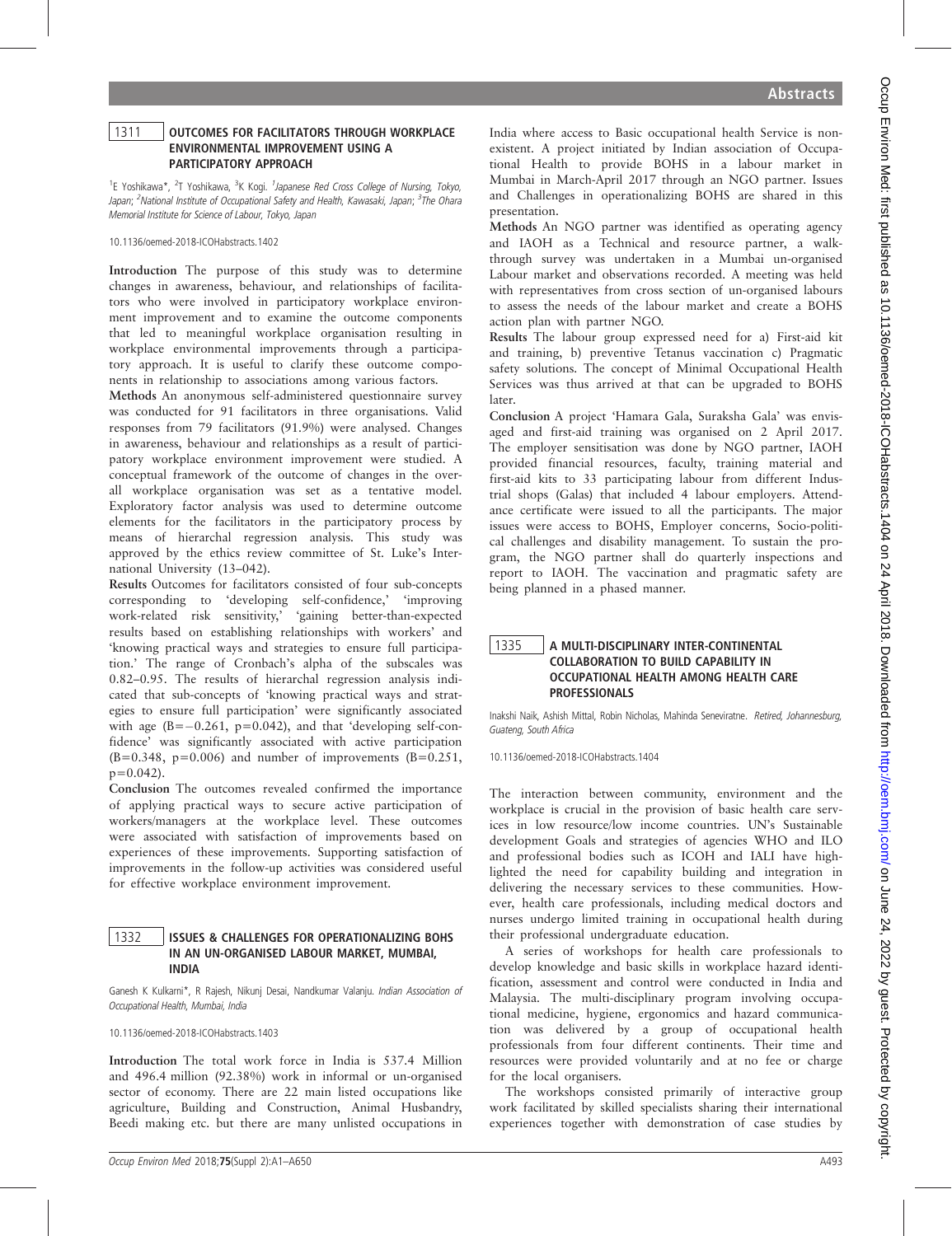## 1311 OUTCOMES FOR FACILITATORS THROUGH WORKPLACE ENVIRONMENTAL IMPROVEMENT USING A PARTICIPATORY APPROACH

[1]E Yoshikawa*, [2]T Yoshikawa, [3]K Kogi. [1]Japanese Red Cross College of Nursing, Tokyo, Japan; [2]National Institute of Occupational Safety and Health, Kawasaki, Japan; [3]The Ohara Memorial Institute for Science of Labour, Tokyo, Japan

10.1136/oemed-2018-ICOHabstracts.1402

**Introduction** The purpose of this study was to determine changes in awareness, behaviour, and relationships of facilitators who were involved in participatory workplace environment improvement and to examine the outcome components that led to meaningful workplace organisation resulting in workplace environmental improvements through a participatory approach. It is useful to clarify these outcome components in relationship to associations among various factors.

**Methods** An anonymous self-administered questionnaire survey was conducted for 91 facilitators in three organisations. Valid responses from 79 facilitators (91.9%) were analysed. Changes in awareness, behaviour and relationships as a result of participatory workplace environment improvement were studied. A conceptual framework of the outcome of changes in the overall workplace organisation was set as a tentative model. Exploratory factor analysis was used to determine outcome elements for the facilitators in the participatory process by means of hierarchal regression analysis. This study was approved by the ethics review committee of St. Luke's International University (13–042).

**Results** Outcomes for facilitators consisted of four sub-concepts corresponding to 'developing self-confidence,' 'improving work-related risk sensitivity,' 'gaining better-than-expected results based on establishing relationships with workers' and 'knowing practical ways and strategies to ensure full participation.' The range of Cronbach's alpha of the subscales was 0.82–0.95. The results of hierarchal regression analysis indicated that sub-concepts of 'knowing practical ways and strategies to ensure full participation' were significantly associated with age ($B=-0.261$, $p=0.042$), and that 'developing self-confidence' was significantly associated with active participation ($B=0.348$, $p=0.006$) and number of improvements ($B=0.251$, $p=0.042$).

**Conclusion** The outcomes revealed confirmed the importance of applying practical ways to secure active participation of workers/managers at the workplace level. These outcomes were associated with satisfaction of improvements based on experiences of these improvements. Supporting satisfaction of improvements in the follow-up activities was considered useful for effective workplace environment improvement.

## 1332 ISSUES & CHALLENGES FOR OPERATIONALIZING BOHS IN AN UN-ORGANISED LABOUR MARKET, MUMBAI, INDIA

Ganesh K Kulkarni*, R Rajesh, Nikunj Desai, Nandkumar Valanju. Indian Association of Occupational Health, Mumbai, India

10.1136/oemed-2018-ICOHabstracts.1403

**Introduction** The total work force in India is 537.4 Million and 496.4 million (92.38%) work in informal or un-organised sector of economy. There are 22 main listed occupations like agriculture, Building and Construction, Animal Husbandry, Beedi making etc. but there are many unlisted occupations in India where access to Basic occupational health Service is non-existent. A project initiated by Indian association of Occupational Health to provide BOHS in a labour market in Mumbai in March-April 2017 through an NGO partner. Issues and Challenges in operationalizing BOHS are shared in this presentation.

**Methods** An NGO partner was identified as operating agency and IAOH as a Technical and resource partner, a walk-through survey was undertaken in a Mumbai un-organised Labour market and observations recorded. A meeting was held with representatives from cross section of un-organised labours to assess the needs of the labour market and create a BOHS action plan with partner NGO.

**Results** The labour group expressed need for a) First-aid kit and training, b) preventive Tetanus vaccination c) Pragmatic safety solutions. The concept of Minimal Occupational Health Services was thus arrived at that can be upgraded to BOHS later.

**Conclusion** A project 'Hamara Gala, Suraksha Gala' was envisaged and first-aid training was organised on 2 April 2017. The employer sensitisation was done by NGO partner, IAOH provided financial resources, faculty, training material and first-aid kits to 33 participating labour from different Industrial shops (Galas) that included 4 labour employers. Attendance certificate were issued to all the participants. The major issues were access to BOHS, Employer concerns, Socio-political challenges and disability management. To sustain the program, the NGO partner shall do quarterly inspections and report to IAOH. The vaccination and pragmatic safety are being planned in a phased manner.

## 1335 A MULTI-DISCIPLINARY INTER-CONTINENTAL COLLABORATION TO BUILD CAPABILITY IN OCCUPATIONAL HEALTH AMONG HEALTH CARE PROFESSIONALS

Inakshi Naik, Ashish Mittal, Robin Nicholas, Mahinda Seneviratne. Retired, Johannesburg, Guateng, South Africa

10.1136/oemed-2018-ICOHabstracts.1404

The interaction between community, environment and the workplace is crucial in the provision of basic health care services in low resource/low income countries. UN's Sustainable development Goals and strategies of agencies WHO and ILO and professional bodies such as ICOH and IALI have highlighted the need for capability building and integration in delivering the necessary services to these communities. However, health care professionals, including medical doctors and nurses undergo limited training in occupational health during their professional undergraduate education.

A series of workshops for health care professionals to develop knowledge and basic skills in workplace hazard identification, assessment and control were conducted in India and Malaysia. The multi-disciplinary program involving occupational medicine, hygiene, ergonomics and hazard communication was delivered by a group of occupational health professionals from four different continents. Their time and resources were provided voluntarily and at no fee or charge for the local organisers.

The workshops consisted primarily of interactive group work facilitated by skilled specialists sharing their international experiences together with demonstration of case studies by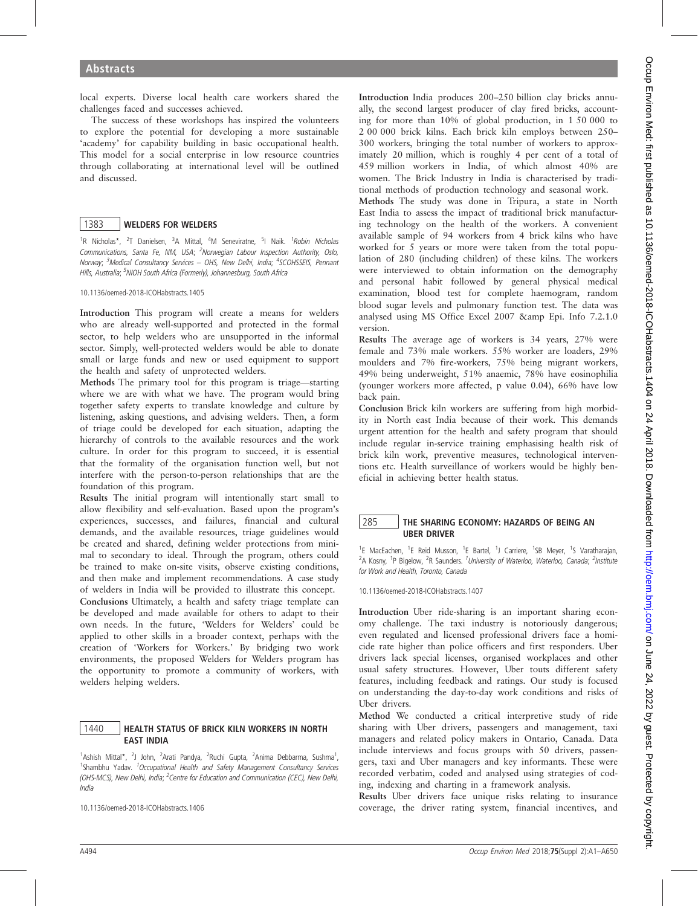local experts. Diverse local health care workers shared the challenges faced and successes achieved.

The success of these workshops has inspired the volunteers to explore the potential for developing a more sustainable 'academy' for capability building in basic occupational health. This model for a social enterprise in low resource countries through collaborating at international level will be outlined and discussed.

## 1383 WELDERS FOR WELDERS

[1]R Nicholas*, [2]T Danielsen, [3]A Mittal, [4]M Seneviratne, [5]I Naik. [1]*Robin Nicholas Communications, Santa Fe, NM, USA;* [2]*Norwegian Labour Inspection Authority, Oslo, Norway;* [3]*Medical Consultancy Services – OHS, New Delhi, India;* [4]*SCOHSSEIS, Pennant Hills, Australia;* [5]*NIOH South Africa (Formerly), Johannesburg, South Africa*

10.1136/oemed-2018-ICOHabstracts.1405

**Introduction** This program will create a means for welders who are already well-supported and protected in the formal sector, to help welders who are unsupported in the informal sector. Simply, well-protected welders would be able to donate small or large funds and new or used equipment to support the health and safety of unprotected welders.

**Methods** The primary tool for this program is triage—starting where we are with what we have. The program would bring together safety experts to translate knowledge and culture by listening, asking questions, and advising welders. Then, a form of triage could be developed for each situation, adapting the hierarchy of controls to the available resources and the work culture. In order for this program to succeed, it is essential that the formality of the organisation function well, but not interfere with the person-to-person relationships that are the foundation of this program.

**Results** The initial program will intentionally start small to allow flexibility and self-evaluation. Based upon the program's experiences, successes, and failures, financial and cultural demands, and the available resources, triage guidelines would be created and shared, defining welder protections from minimal to secondary to ideal. Through the program, others could be trained to make on-site visits, observe existing conditions, and then make and implement recommendations. A case study of welders in India will be provided to illustrate this concept.

**Conclusions** Ultimately, a health and safety triage template can be developed and made available for others to adapt to their own needs. In the future, 'Welders for Welders' could be applied to other skills in a broader context, perhaps with the creation of 'Workers for Workers.' By bridging two work environments, the proposed Welders for Welders program has the opportunity to promote a community of workers, with welders helping welders.

## 1440 HEALTH STATUS OF BRICK KILN WORKERS IN NORTH EAST INDIA

[1]Ashish Mittal*, [2]J John, [2]Arati Pandya, [2]Ruchi Gupta, [2]Anima Debbarma, Sushma[1], [1]Shambhu Yadav. [1]*Occupational Health and Safety Management Consultancy Services (OHS-MCS), New Delhi, India;* [2]*Centre for Education and Communication (CEC), New Delhi, India*

10.1136/oemed-2018-ICOHabstracts.1406

**Introduction** India produces 200–250 billion clay bricks annually, the second largest producer of clay fired bricks, accounting for more than 10% of global production, in 1 50 000 to 2 00 000 brick kilns. Each brick kiln employs between 250–300 workers, bringing the total number of workers to approximately 20 million, which is roughly 4 per cent of a total of 459 million workers in India, of which almost 40% are women. The Brick Industry in India is characterised by traditional methods of production technology and seasonal work.

**Methods** The study was done in Tripura, a state in North East India to assess the impact of traditional brick manufacturing technology on the health of the workers. A convenient available sample of 94 workers from 4 brick kilns who have worked for 5 years or more were taken from the total population of 280 (including children) of these kilns. The workers were interviewed to obtain information on the demography and personal habit followed by general physical medical examination, blood test for complete haemogram, random blood sugar levels and pulmonary function test. The data was analysed using MS Office Excel 2007 &amp Epi. Info 7.2.1.0 version.

**Results** The average age of workers is 34 years, 27% were female and 73% male workers. 55% worker are loaders, 29% moulders and 7% fire-workers, 75% being migrant workers, 49% being underweight, 51% anaemic, 78% have eosinophilia (younger workers more affected, p value 0.04), 66% have low back pain.

**Conclusion** Brick kiln workers are suffering from high morbidity in North east India because of their work. This demands urgent attention for the health and safety program that should include regular in-service training emphasising health risk of brick kiln work, preventive measures, technological interventions etc. Health surveillance of workers would be highly beneficial in achieving better health status.

## 285 THE SHARING ECONOMY: HAZARDS OF BEING AN UBER DRIVER

[1]E MacEachen, [1]E Reid Musson, [1]E Bartel, [1]J Carriere, [1]SB Meyer, [1]S Varatharajan, [2]A Kosny, [1]P Bigelow, [2]R Saunders. [1]*University of Waterloo, Waterloo, Canada;* [2]*Institute for Work and Health, Toronto, Canada*

10.1136/oemed-2018-ICOHabstracts.1407

**Introduction** Uber ride-sharing is an important sharing economy challenge. The taxi industry is notoriously dangerous; even regulated and licensed professional drivers face a homicide rate higher than police officers and first responders. Uber drivers lack special licenses, organised workplaces and other usual safety structures. However, Uber touts different safety features, including feedback and ratings. Our study is focused on understanding the day-to-day work conditions and risks of Uber drivers.

**Method** We conducted a critical interpretive study of ride sharing with Uber drivers, passengers and management, taxi managers and related policy makers in Ontario, Canada. Data include interviews and focus groups with 50 drivers, passengers, taxi and Uber managers and key informants. These were recorded verbatim, coded and analysed using strategies of coding, indexing and charting in a framework analysis.

**Results** Uber drivers face unique risks relating to insurance coverage, the driver rating system, financial incentives, and